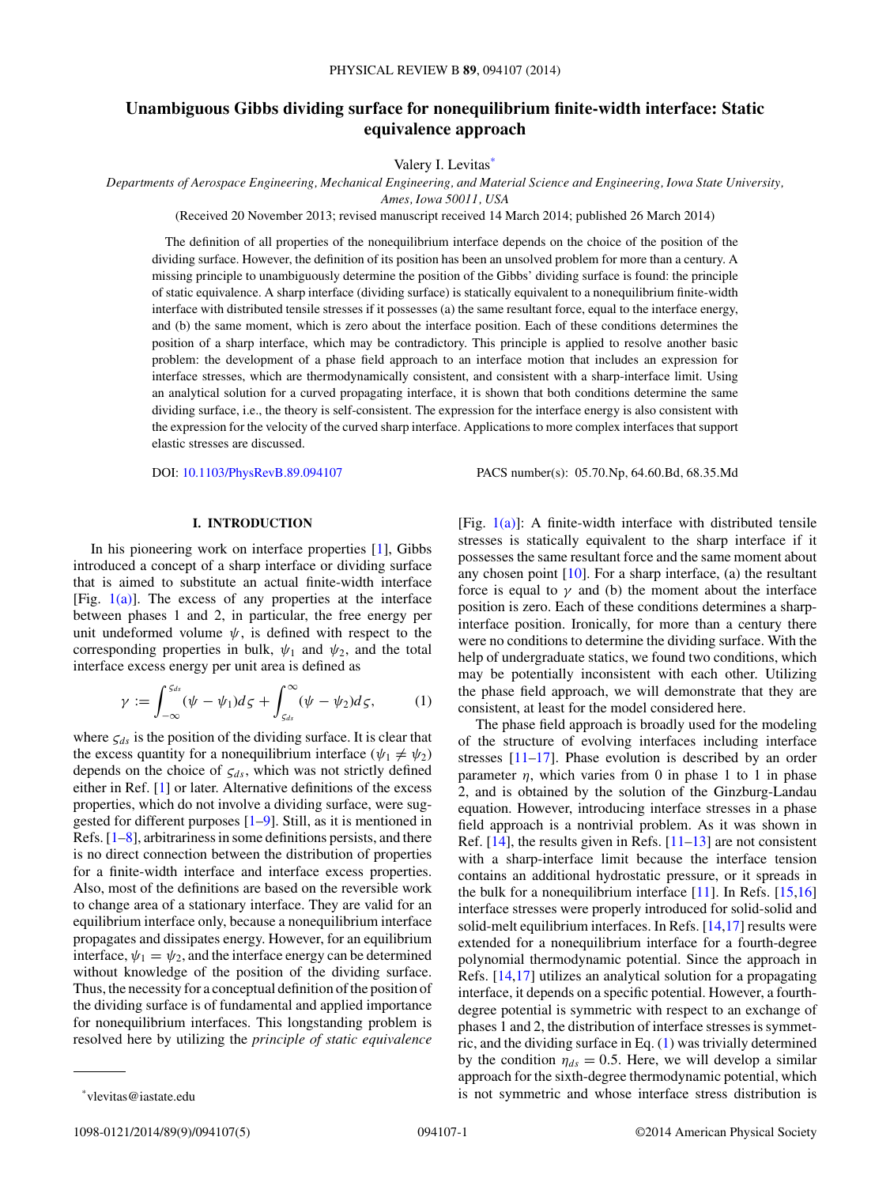# Unambiguous Gibbs dividing surface for nonequilibrium finite-width interface: Static equivalence approach

Valery I. Levitas*

*Departments of Aerospace Engineering, Mechanical Engineering, and Material Science and Engineering, Iowa State University, Ames, Iowa 50011, USA*

(Received 20 November 2013; revised manuscript received 14 March 2014; published 26 March 2014)

The definition of all properties of the nonequilibrium interface depends on the choice of the position of the dividing surface. However, the definition of its position has been an unsolved problem for more than a century. A missing principle to unambiguously determine the position of the Gibbs' dividing surface is found: the principle of static equivalence. A sharp interface (dividing surface) is statically equivalent to a nonequilibrium finite-width interface with distributed tensile stresses if it possesses (a) the same resultant force, equal to the interface energy, and (b) the same moment, which is zero about the interface position. Each of these conditions determines the position of a sharp interface, which may be contradictory. This principle is applied to resolve another basic problem: the development of a phase field approach to an interface motion that includes an expression for interface stresses, which are thermodynamically consistent, and consistent with a sharp-interface limit. Using an analytical solution for a curved propagating interface, it is shown that both conditions determine the same dividing surface, i.e., the theory is self-consistent. The expression for the interface energy is also consistent with the expression for the velocity of the curved sharp interface. Applications to more complex interfaces that support elastic stresses are discussed.

DOI: 10.1103/PhysRevB.89.094107 PACS number(s): 05.70.Np, 64.60.Bd, 68.35.Md

## I. INTRODUCTION

In his pioneering work on interface properties [1], Gibbs introduced a concept of a sharp interface or dividing surface that is aimed to substitute an actual finite-width interface [Fig. 1(a)]. The excess of any properties at the interface between phases 1 and 2, in particular, the free energy per unit undeformed volume $\psi$, is defined with respect to the corresponding properties in bulk, $\psi_1$ and $\psi_2$, and the total interface excess energy per unit area is defined as

$$\gamma := \int_{-\infty}^{\varsigma_{ds}} (\psi - \psi_1) d\varsigma + \int_{\varsigma_{ds}}^{\infty} (\psi - \psi_2) d\varsigma, \tag{1}$$

where $\varsigma_{ds}$ is the position of the dividing surface. It is clear that the excess quantity for a nonequilibrium interface ($\psi_1 \neq \psi_2$) depends on the choice of $\varsigma_{ds}$, which was not strictly defined either in Ref. [1] or later. Alternative definitions of the excess properties, which do not involve a dividing surface, were suggested for different purposes [1–9]. Still, as it is mentioned in Refs. [1–8], arbitrariness in some definitions persists, and there is no direct connection between the distribution of properties for a finite-width interface and interface excess properties. Also, most of the definitions are based on the reversible work to change area of a stationary interface. They are valid for an equilibrium interface only, because a nonequilibrium interface propagates and dissipates energy. However, for an equilibrium interface, $\psi_1 = \psi_2$, and the interface energy can be determined without knowledge of the position of the dividing surface. Thus, the necessity for a conceptual definition of the position of the dividing surface is of fundamental and applied importance for nonequilibrium interfaces. This longstanding problem is resolved here by utilizing the *principle of static equivalence* [Fig. 1(a)]: A finite-width interface with distributed tensile stresses is statically equivalent to the sharp interface if it possesses the same resultant force and the same moment about any chosen point [10]. For a sharp interface, (a) the resultant force is equal to $\gamma$ and (b) the moment about the interface position is zero. Each of these conditions determines a sharp-interface position. Ironically, for more than a century there were no conditions to determine the dividing surface. With the help of undergraduate statics, we found two conditions, which may be potentially inconsistent with each other. Utilizing the phase field approach, we will demonstrate that they are consistent, at least for the model considered here.

The phase field approach is broadly used for the modeling of the structure of evolving interfaces including interface stresses [11–17]. Phase evolution is described by an order parameter $\eta$, which varies from 0 in phase 1 to 1 in phase 2, and is obtained by the solution of the Ginzburg-Landau equation. However, introducing interface stresses in a phase field approach is a nontrivial problem. As it was shown in Ref. [14], the results given in Refs. [11–13] are not consistent with a sharp-interface limit because the interface tension contains an additional hydrostatic pressure, or it spreads in the bulk for a nonequilibrium interface [11]. In Refs. [15,16] interface stresses were properly introduced for solid-solid and solid-melt equilibrium interfaces. In Refs. [14,17] results were extended for a nonequilibrium interface for a fourth-degree polynomial thermodynamic potential. Since the approach in Refs. [14,17] utilizes an analytical solution for a propagating interface, it depends on a specific potential. However, a fourth-degree potential is symmetric with respect to an exchange of phases 1 and 2, the distribution of interface stresses is symmetric, and the dividing surface in Eq. (1) was trivially determined by the condition $\eta_{ds} = 0.5$. Here, we will develop a similar approach for the sixth-degree thermodynamic potential, which is not symmetric and whose interface stress distribution is

*vlevitas@iastate.edu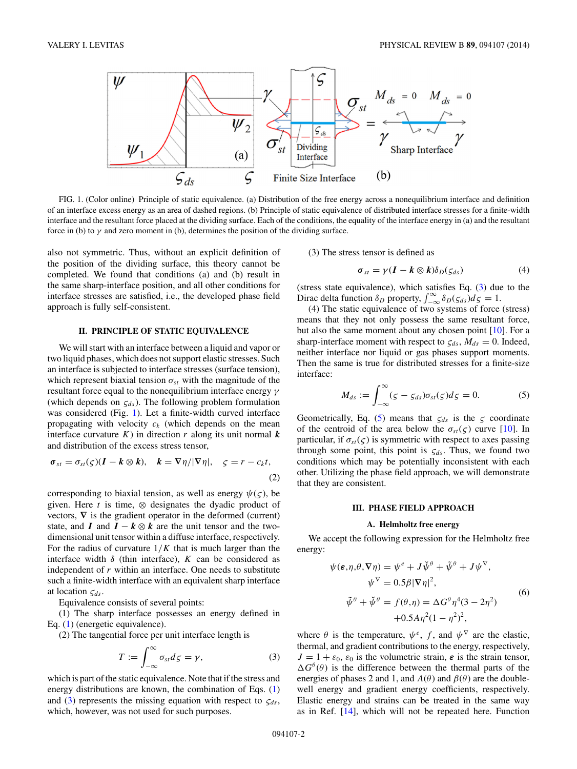FIG. 1. (Color online) Principle of static equivalence. (a) Distribution of the free energy across a nonequilibrium interface and definition of an interface excess energy as an area of dashed regions. (b) Principle of static equivalence of distributed interface stresses for a finite-width interface and the resultant force placed at the dividing surface. Each of the conditions, the equality of the interface energy in (a) and the resultant force in (b) to $\gamma$ and zero moment in (b), determines the position of the dividing surface.

also not symmetric. Thus, without an explicit definition of the position of the dividing surface, this theory cannot be completed. We found that conditions (a) and (b) result in the same sharp-interface position, and all other conditions for interface stresses are satisfied, i.e., the developed phase field approach is fully self-consistent.

## II. PRINCIPLE OF STATIC EQUIVALENCE

We will start with an interface between a liquid and vapor or two liquid phases, which does not support elastic stresses. Such an interface is subjected to interface stresses (surface tension), which represent biaxial tension $\sigma_{st}$ with the magnitude of the resultant force equal to the nonequilibrium interface energy $\gamma$ (which depends on $\varsigma_{ds}$). The following problem formulation was considered (Fig. 1). Let a finite-width curved interface propagating with velocity $c_k$ (which depends on the mean interface curvature $K$) in direction $r$ along its unit normal $\boldsymbol{k}$ and distribution of the excess stress tensor,

$$\boldsymbol{\sigma}_{st} = \sigma_{st}(\varsigma)(\boldsymbol{I} - \boldsymbol{k}\otimes\boldsymbol{k}), \quad \boldsymbol{k} = \nabla\eta/|\nabla\eta|, \quad \varsigma = r - c_k t, \tag{2}$$

corresponding to biaxial tension, as well as energy $\psi(\varsigma)$, be given. Here $t$ is time, $\otimes$ designates the dyadic product of vectors, $\nabla$ is the gradient operator in the deformed (current) state, and $\boldsymbol{I}$ and $\boldsymbol{I} - \boldsymbol{k}\otimes\boldsymbol{k}$ are the unit tensor and the two-dimensional unit tensor within a diffuse interface, respectively. For the radius of curvature $1/K$ that is much larger than the interface width $\delta$ (thin interface), $K$ can be considered as independent of $r$ within an interface. One needs to substitute such a finite-width interface with an equivalent sharp interface at location $\varsigma_{ds}$.

Equivalence consists of several points:

(1) The sharp interface possesses an energy defined in Eq. (1) (energetic equivalence).

(2) The tangential force per unit interface length is

$$T := \int_{-\infty}^{\infty} \sigma_{st} d\varsigma = \gamma, \tag{3}$$

which is part of the static equivalence. Note that if the stress and energy distributions are known, the combination of Eqs. (1) and (3) represents the missing equation with respect to $\varsigma_{ds}$, which, however, was not used for such purposes.

(3) The stress tensor is defined as

$$\boldsymbol{\sigma}_{st} = \gamma(\boldsymbol{I} - \boldsymbol{k}\otimes\boldsymbol{k})\delta_D(\varsigma_{ds}) \tag{4}$$

(stress state equivalence), which satisfies Eq. (3) due to the Dirac delta function $\delta_D$ property, $\int_{-\infty}^{\infty}\delta_D(\varsigma_{ds})d\varsigma = 1$.

(4) The static equivalence of two systems of force (stress) means that they not only possess the same resultant force, but also the same moment about any chosen point [10]. For a sharp-interface moment with respect to $\varsigma_{ds}$, $M_{ds} = 0$. Indeed, neither interface nor liquid or gas phases support moments. Then the same is true for distributed stresses for a finite-size interface:

$$M_{ds} := \int_{-\infty}^{\infty}(\varsigma - \varsigma_{ds})\sigma_{st}(\varsigma)d\varsigma = 0. \tag{5}$$

Geometrically, Eq. (5) means that $\varsigma_{ds}$ is the $\varsigma$ coordinate of the centroid of the area below the $\sigma_{st}(\varsigma)$ curve [10]. In particular, if $\sigma_{st}(\varsigma)$ is symmetric with respect to axes passing through some point, this point is $\varsigma_{ds}$. Thus, we found two conditions which may be potentially inconsistent with each other. Utilizing the phase field approach, we will demonstrate that they are consistent.

## III. PHASE FIELD APPROACH

### A. Helmholtz free energy

We accept the following expression for the Helmholtz free energy:

$$\begin{aligned}
\psi(\boldsymbol{\varepsilon},\eta,\theta,\nabla\eta) &= \psi^e + J\breve{\psi}^\theta + \tilde{\psi}^\theta + J\psi^\nabla, \\
\psi^\nabla &= 0.5\beta|\nabla\eta|^2, \\
\tilde{\psi}^\theta + \breve{\psi}^\theta &= f(\theta,\eta) = \Delta G^\theta\eta^4(3 - 2\eta^2) \\
&\quad + 0.5A\eta^2(1 - \eta^2)^2,
\end{aligned} \tag{6}$$

where $\theta$ is the temperature, $\psi^e$, $f$, and $\psi^\nabla$ are the elastic, thermal, and gradient contributions to the energy, respectively, $J = 1 + \varepsilon_0$, $\varepsilon_0$ is the volumetric strain, $\boldsymbol{\varepsilon}$ is the strain tensor, $\Delta G^\theta(\theta)$ is the difference between the thermal parts of the energies of phases 2 and 1, and $A(\theta)$ and $\beta(\theta)$ are the double-well energy and gradient energy coefficients, respectively. Elastic energy and strains can be treated in the same way as in Ref. [14], which will not be repeated here. Function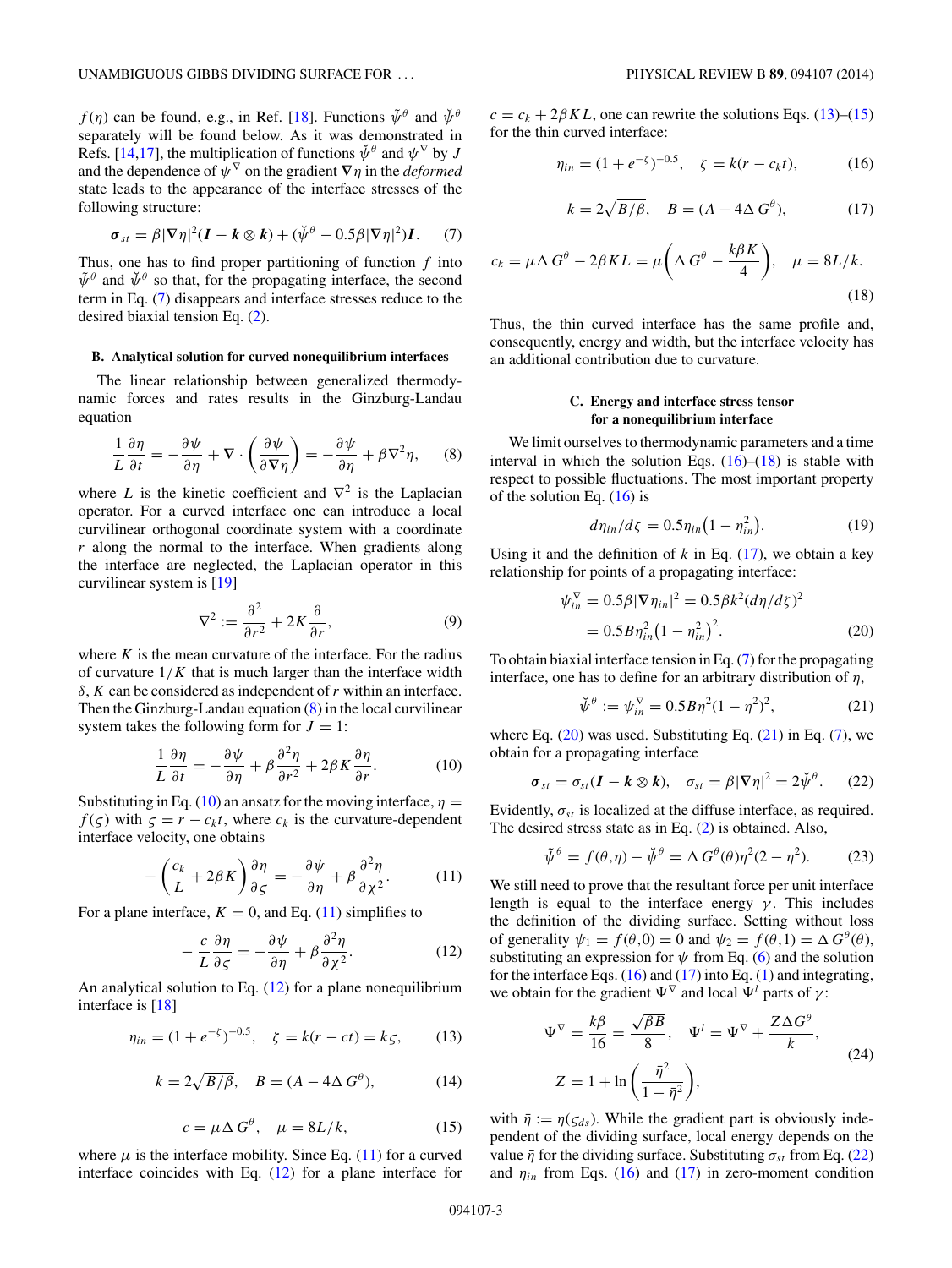$f(\eta)$ can be found, e.g., in Ref. [18]. Functions $\breve{\psi}^\theta$ and $\tilde{\psi}^\theta$ separately will be found below. As it was demonstrated in Refs. [14,17], the multiplication of functions $\breve{\psi}^\theta$ and $\psi^\nabla$ by $J$ and the dependence of $\psi^\nabla$ on the gradient $\nabla\eta$ in the *deformed* state leads to the appearance of the interface stresses of the following structure:

$$\boldsymbol{\sigma}_{st} = \beta|\nabla\eta|^2(\boldsymbol{I} - \boldsymbol{k}\otimes\boldsymbol{k}) + (\breve{\psi}^\theta - 0.5\beta|\nabla\eta|^2)\boldsymbol{I}. \quad (7)$$

Thus, one has to find proper partitioning of function $f$ into $\tilde{\psi}^\theta$ and $\breve{\psi}^\theta$ so that, for the propagating interface, the second term in Eq. (7) disappears and interface stresses reduce to the desired biaxial tension Eq. (2).

### B. Analytical solution for curved nonequilibrium interfaces

The linear relationship between generalized thermodynamic forces and rates results in the Ginzburg-Landau equation

$$\frac{1}{L}\frac{\partial\eta}{\partial t} = -\frac{\partial\psi}{\partial\eta} + \nabla\cdot\left(\frac{\partial\psi}{\partial\nabla\eta}\right) = -\frac{\partial\psi}{\partial\eta} + \beta\nabla^2\eta, \quad (8)$$

where $L$ is the kinetic coefficient and $\nabla^2$ is the Laplacian operator. For a curved interface one can introduce a local curvilinear orthogonal coordinate system with a coordinate $r$ along the normal to the interface. When gradients along the interface are neglected, the Laplacian operator in this curvilinear system is [19]

$$\nabla^2 := \frac{\partial^2}{\partial r^2} + 2K\frac{\partial}{\partial r}, \quad (9)$$

where $K$ is the mean curvature of the interface. For the radius of curvature $1/K$ that is much larger than the interface width $\delta$, $K$ can be considered as independent of $r$ within an interface. Then the Ginzburg-Landau equation (8) in the local curvilinear system takes the following form for $J = 1$:

$$\frac{1}{L}\frac{\partial\eta}{\partial t} = -\frac{\partial\psi}{\partial\eta} + \beta\frac{\partial^2\eta}{\partial r^2} + 2\beta K\frac{\partial\eta}{\partial r}. \quad (10)$$

Substituting in Eq. (10) an ansatz for the moving interface, $\eta = f(\varsigma)$ with $\varsigma = r - c_k t$, where $c_k$ is the curvature-dependent interface velocity, one obtains

$$-\left(\frac{c_k}{L} + 2\beta K\right)\frac{\partial\eta}{\partial\varsigma} = -\frac{\partial\psi}{\partial\eta} + \beta\frac{\partial^2\eta}{\partial\chi^2}. \quad (11)$$

For a plane interface, $K = 0$, and Eq. (11) simplifies to

$$-\frac{c}{L}\frac{\partial\eta}{\partial\varsigma} = -\frac{\partial\psi}{\partial\eta} + \beta\frac{\partial^2\eta}{\partial\chi^2}. \quad (12)$$

An analytical solution to Eq. (12) for a plane nonequilibrium interface is [18]

$$\eta_{in} = (1 + e^{-\zeta})^{-0.5}, \quad \zeta = k(r - ct) = k\varsigma, \quad (13)$$

$$k = 2\sqrt{B/\beta}, \quad B = (A - 4\Delta G^\theta), \quad (14)$$

$$c = \mu\Delta G^\theta, \quad \mu = 8L/k, \quad (15)$$

where $\mu$ is the interface mobility. Since Eq. (11) for a curved interface coincides with Eq. (12) for a plane interface for $c = c_k + 2\beta K L$, one can rewrite the solutions Eqs. (13)–(15) for the thin curved interface:

$$\eta_{in} = (1 + e^{-\zeta})^{-0.5}, \quad \zeta = k(r - c_k t), \quad (16)$$

$$k = 2\sqrt{B/\beta}, \quad B = (A - 4\Delta G^\theta), \quad (17)$$

$$c_k = \mu\Delta G^\theta - 2\beta K L = \mu\left(\Delta G^\theta - \frac{k\beta K}{4}\right), \quad \mu = 8L/k. \quad (18)$$

Thus, the thin curved interface has the same profile and, consequently, energy and width, but the interface velocity has an additional contribution due to curvature.

### C. Energy and interface stress tensor for a nonequilibrium interface

We limit ourselves to thermodynamic parameters and a time interval in which the solution Eqs. (16)–(18) is stable with respect to possible fluctuations. The most important property of the solution Eq. (16) is

$$d\eta_{in}/d\zeta = 0.5\eta_{in}(1 - \eta_{in}^2). \quad (19)$$

Using it and the definition of $k$ in Eq. (17), we obtain a key relationship for points of a propagating interface:

$$\psi_{in}^\nabla = 0.5\beta|\nabla\eta_{in}|^2 = 0.5\beta k^2(d\eta/d\zeta)^2 = 0.5B\eta_{in}^2(1 - \eta_{in}^2)^2. \quad (20)$$

To obtain biaxial interface tension in Eq. (7) for the propagating interface, one has to define for an arbitrary distribution of $\eta$,

$$\breve{\psi}^\theta := \psi_{in}^\nabla = 0.5B\eta^2(1 - \eta^2)^2, \quad (21)$$

where Eq. (20) was used. Substituting Eq. (21) in Eq. (7), we obtain for a propagating interface

$$\boldsymbol{\sigma}_{st} = \sigma_{st}(\boldsymbol{I} - \boldsymbol{k}\otimes\boldsymbol{k}), \quad \sigma_{st} = \beta|\nabla\eta|^2 = 2\breve{\psi}^\theta. \quad (22)$$

Evidently, $\sigma_{st}$ is localized at the diffuse interface, as required. The desired stress state as in Eq. (2) is obtained. Also,

$$\tilde{\psi}^\theta = f(\theta,\eta) - \breve{\psi}^\theta = \Delta G^\theta(\theta)\eta^2(2 - \eta^2). \quad (23)$$

We still need to prove that the resultant force per unit interface length is equal to the interface energy $\gamma$. This includes the definition of the dividing surface. Setting without loss of generality $\psi_1 = f(\theta,0) = 0$ and $\psi_2 = f(\theta,1) = \Delta G^\theta(\theta)$, substituting an expression for $\psi$ from Eq. (6) and the solution for the interface Eqs. (16) and (17) into Eq. (1) and integrating, we obtain for the gradient $\Psi^\nabla$ and local $\Psi^l$ parts of $\gamma$:

$$\Psi^\nabla = \frac{k\beta}{16} = \frac{\sqrt{\beta B}}{8}, \quad \Psi^l = \Psi^\nabla + \frac{Z\Delta G^\theta}{k},$$
$$Z = 1 + \ln\left(\frac{\bar{\eta}^2}{1 - \bar{\eta}^2}\right), \quad (24)$$

with $\bar{\eta} := \eta(\varsigma_{ds})$. While the gradient part is obviously independent of the dividing surface, local energy depends on the value $\bar{\eta}$ for the dividing surface. Substituting $\sigma_{st}$ from Eq. (22) and $\eta_{in}$ from Eqs. (16) and (17) in zero-moment condition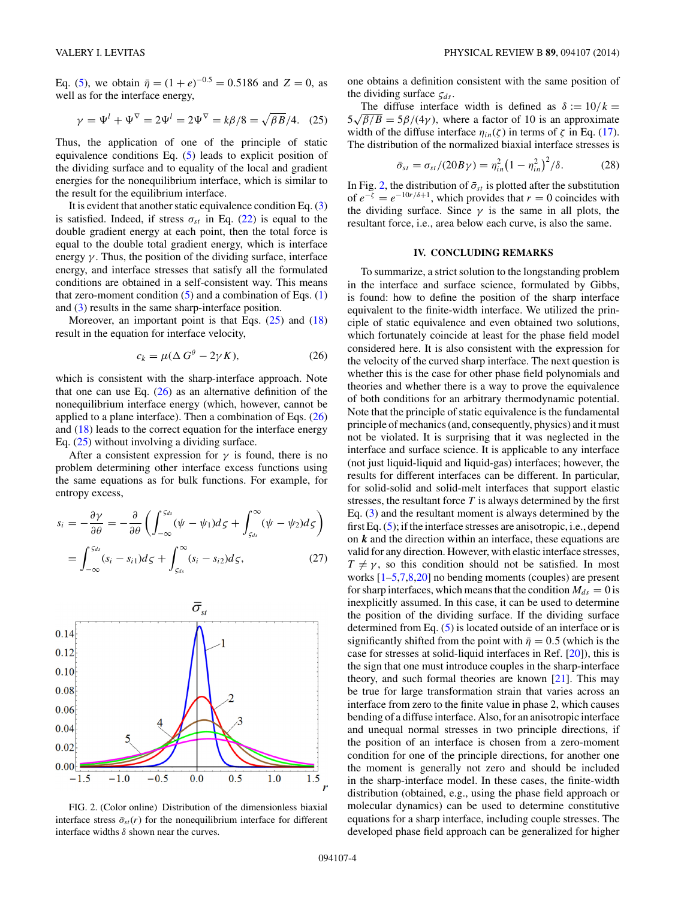Eq. (5), we obtain $\bar{\eta} = (1+e)^{-0.5} = 0.5186$ and $Z = 0$, as well as for the interface energy,

$$\gamma = \Psi^l + \Psi^\nabla = 2\Psi^l = 2\Psi^\nabla = k\beta/8 = \sqrt{\beta B}/4. \quad (25)$$

Thus, the application of one of the principle of static equivalence conditions Eq. (5) leads to explicit position of the dividing surface and to equality of the local and gradient energies for the nonequilibrium interface, which is similar to the result for the equilibrium interface.

It is evident that another static equivalence condition Eq. (3) is satisfied. Indeed, if stress $\sigma_{st}$ in Eq. (22) is equal to the double gradient energy at each point, then the total force is equal to the double total gradient energy, which is interface energy $\gamma$. Thus, the position of the dividing surface, interface energy, and interface stresses that satisfy all the formulated conditions are obtained in a self-consistent way. This means that zero-moment condition (5) and a combination of Eqs. (1) and (3) results in the same sharp-interface position.

Moreover, an important point is that Eqs. (25) and (18) result in the equation for interface velocity,

$$c_k = \mu(\Delta G^\theta - 2\gamma K), \quad (26)$$

which is consistent with the sharp-interface approach. Note that one can use Eq. (26) as an alternative definition of the nonequilibrium interface energy (which, however, cannot be applied to a plane interface). Then a combination of Eqs. (26) and (18) leads to the correct equation for the interface energy Eq. (25) without involving a dividing surface.

After a consistent expression for $\gamma$ is found, there is no problem determining other interface excess functions using the same equations as for bulk functions. For example, for entropy excess,

$$s_i = -\frac{\partial \gamma}{\partial \theta} = -\frac{\partial}{\partial \theta}\left(\int_{-\infty}^{\varsigma_{ds}}(\psi - \psi_1)d\varsigma + \int_{\varsigma_{ds}}^{\infty}(\psi - \psi_2)d\varsigma\right)$$
$$= \int_{-\infty}^{\varsigma_{ds}}(s_i - s_{i1})d\varsigma + \int_{\varsigma_{ds}}^{\infty}(s_i - s_{i2})d\varsigma, \quad (27)$$

FIG. 2. (Color online) Distribution of the dimensionless biaxial interface stress $\bar{\sigma}_{st}(r)$ for the nonequilibrium interface for different interface widths $\delta$ shown near the curves.

one obtains a definition consistent with the same position of the dividing surface $\varsigma_{ds}$.

The diffuse interface width is defined as $\delta := 10/k = 5\sqrt{\beta/B} = 5\beta/(4\gamma)$, where a factor of 10 is an approximate width of the diffuse interface $\eta_{in}(\zeta)$ in terms of $\zeta$ in Eq. (17). The distribution of the normalized biaxial interface stresses is

$$\bar{\sigma}_{st} = \sigma_{st}/(20B\gamma) = \eta_{in}^2\left(1-\eta_{in}^2\right)^2/\delta. \quad (28)$$

In Fig. 2, the distribution of $\bar{\sigma}_{st}$ is plotted after the substitution of $e^{-\zeta} = e^{-10r/\delta+1}$, which provides that $r = 0$ coincides with the dividing surface. Since $\gamma$ is the same in all plots, the resultant force, i.e., area below each curve, is also the same.

## IV. CONCLUDING REMARKS

To summarize, a strict solution to the longstanding problem in the interface and surface science, formulated by Gibbs, is found: how to define the position of the sharp interface equivalent to the finite-width interface. We utilized the principle of static equivalence and even obtained two solutions, which fortunately coincide at least for the phase field model considered here. It is also consistent with the expression for the velocity of the curved sharp interface. The next question is whether this is the case for other phase field polynomials and theories and whether there is a way to prove the equivalence of both conditions for an arbitrary thermodynamic potential. Note that the principle of static equivalence is the fundamental principle of mechanics (and, consequently, physics) and it must not be violated. It is surprising that it was neglected in the interface and surface science. It is applicable to any interface (not just liquid-liquid and liquid-gas) interfaces; however, the results for different interfaces can be different. In particular, for solid-solid and solid-melt interfaces that support elastic stresses, the resultant force $T$ is always determined by the first Eq. (3) and the resultant moment is always determined by the first Eq. (5); if the interface stresses are anisotropic, i.e., depend on $\boldsymbol{k}$ and the direction within an interface, these equations are valid for any direction. However, with elastic interface stresses, $T \neq \gamma$, so this condition should not be satisfied. In most works [1–5,7,8,20] no bending moments (couples) are present for sharp interfaces, which means that the condition $M_{ds} = 0$ is inexplicitly assumed. In this case, it can be used to determine the position of the dividing surface. If the dividing surface determined from Eq. (5) is located outside of an interface or is significantly shifted from the point with $\bar{\eta} = 0.5$ (which is the case for stresses at solid-liquid interfaces in Ref. [20]), this is the sign that one must introduce couples in the sharp-interface theory, and such formal theories are known [21]. This may be true for large transformation strain that varies across an interface from zero to the finite value in phase 2, which causes bending of a diffuse interface. Also, for an anisotropic interface and unequal normal stresses in two principle directions, if the position of an interface is chosen from a zero-moment condition for one of the principle directions, for another one the moment is generally not zero and should be included in the sharp-interface model. In these cases, the finite-width distribution (obtained, e.g., using the phase field approach or molecular dynamics) can be used to determine constitutive equations for a sharp interface, including couple stresses. The developed phase field approach can be generalized for higher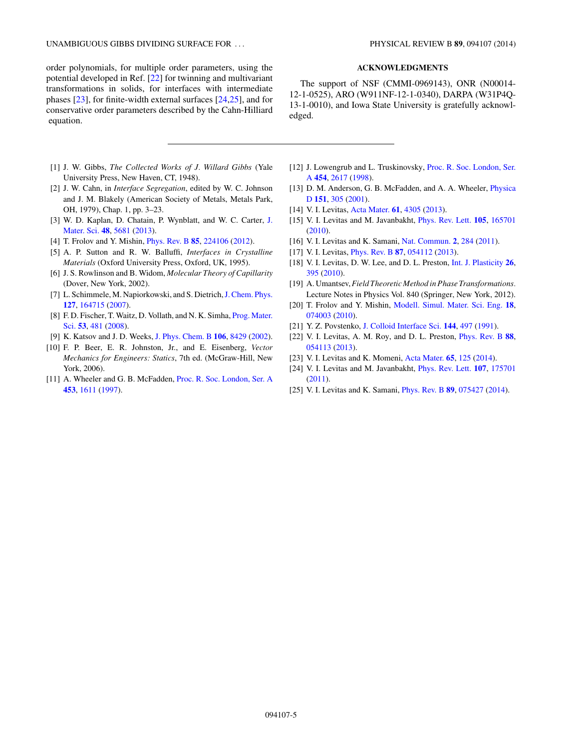order polynomials, for multiple order parameters, using the potential developed in Ref. [22] for twinning and multivariant transformations in solids, for interfaces with intermediate phases [23], for finite-width external surfaces [24,25], and for conservative order parameters described by the Cahn-Hilliard equation.

## ACKNOWLEDGMENTS

The support of NSF (CMMI-0969143), ONR (N00014-12-1-0525), ARO (W911NF-12-1-0340), DARPA (W31P4Q-13-1-0010), and Iowa State University is gratefully acknowledged.

---

[1] J. W. Gibbs, *The Collected Works of J. Willard Gibbs* (Yale University Press, New Haven, CT, 1948).

[2] J. W. Cahn, in *Interface Segregation*, edited by W. C. Johnson and J. M. Blakely (American Society of Metals, Metals Park, OH, 1979), Chap. 1, pp. 3–23.

[3] W. D. Kaplan, D. Chatain, P. Wynblatt, and W. C. Carter, J. Mater. Sci. **48**, 5681 (2013).

[4] T. Frolov and Y. Mishin, Phys. Rev. B **85**, 224106 (2012).

[5] A. P. Sutton and R. W. Balluffi, *Interfaces in Crystalline Materials* (Oxford University Press, Oxford, UK, 1995).

[6] J. S. Rowlinson and B. Widom, *Molecular Theory of Capillarity* (Dover, New York, 2002).

[7] L. Schimmele, M. Napiorkowski, and S. Dietrich, J. Chem. Phys. **127**, 164715 (2007).

[8] F. D. Fischer, T. Waitz, D. Vollath, and N. K. Simha, Prog. Mater. Sci. **53**, 481 (2008).

[9] K. Katsov and J. D. Weeks, J. Phys. Chem. B **106**, 8429 (2002).

[10] F. P. Beer, E. R. Johnston, Jr., and E. Eisenberg, *Vector Mechanics for Engineers: Statics*, 7th ed. (McGraw-Hill, New York, 2006).

[11] A. Wheeler and G. B. McFadden, Proc. R. Soc. London, Ser. A **453**, 1611 (1997).

[12] J. Lowengrub and L. Truskinovsky, Proc. R. Soc. London, Ser. A **454**, 2617 (1998).

[13] D. M. Anderson, G. B. McFadden, and A. A. Wheeler, Physica D **151**, 305 (2001).

[14] V. I. Levitas, Acta Mater. **61**, 4305 (2013).

[15] V. I. Levitas and M. Javanbakht, Phys. Rev. Lett. **105**, 165701 (2010).

[16] V. I. Levitas and K. Samani, Nat. Commun. **2**, 284 (2011).

[17] V. I. Levitas, Phys. Rev. B **87**, 054112 (2013).

[18] V. I. Levitas, D. W. Lee, and D. L. Preston, Int. J. Plasticity **26**, 395 (2010).

[19] A. Umantsev, *Field Theoretic Method in Phase Transformations*. Lecture Notes in Physics Vol. 840 (Springer, New York, 2012).

[20] T. Frolov and Y. Mishin, Modell. Simul. Mater. Sci. Eng. **18**, 074003 (2010).

[21] Y. Z. Povstenko, J. Colloid Interface Sci. **144**, 497 (1991).

[22] V. I. Levitas, A. M. Roy, and D. L. Preston, Phys. Rev. B **88**, 054113 (2013).

[23] V. I. Levitas and K. Momeni, Acta Mater. **65**, 125 (2014).

[24] V. I. Levitas and M. Javanbakht, Phys. Rev. Lett. **107**, 175701 (2011).

[25] V. I. Levitas and K. Samani, Phys. Rev. B **89**, 075427 (2014).